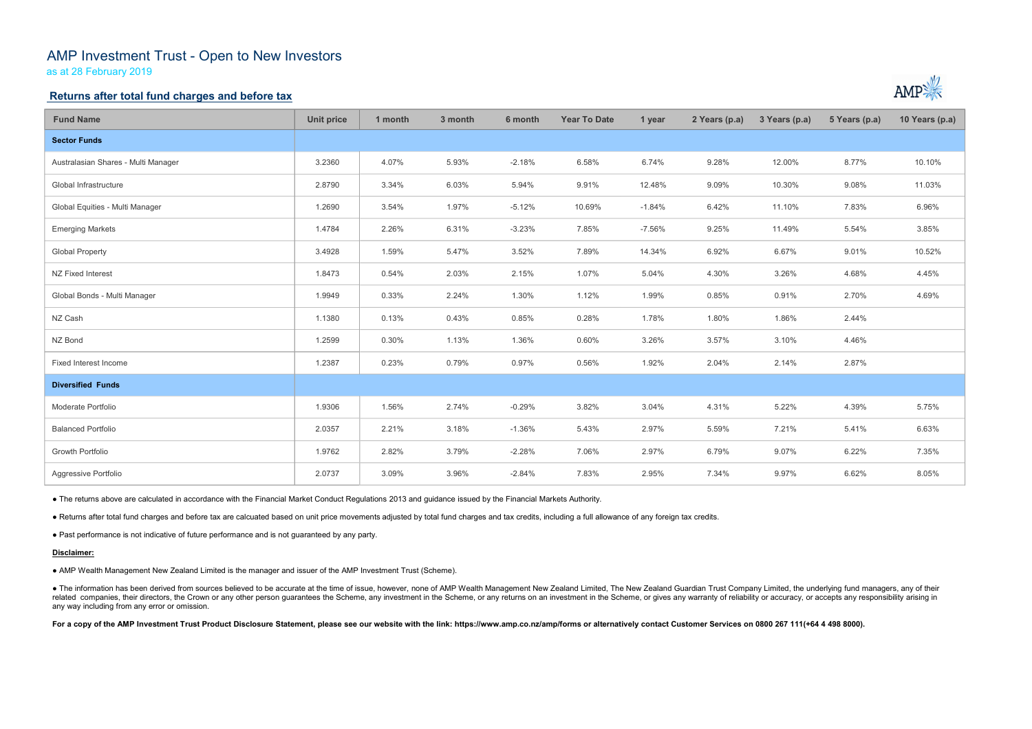# AMP Investment Trust - Open to New Investors

as at 28 February 2019

## Returns after total fund charges and before tax

| Fund Name | Unit price | 1 month | 3 month | 6 month | Year To Date | 1 year | 2 Years (p.a) | 3 Years (p.a) | 5 Years (p.a) | 10 Years (p.a) |
|---|---|---|---|---|---|---|---|---|---|---|
| **Sector Funds** | | | | | | | | | | |
| Australasian Shares - Multi Manager | 3.2360 | 4.07% | 5.93% | -2.18% | 6.58% | 6.74% | 9.28% | 12.00% | 8.77% | 10.10% |
| Global Infrastructure | 2.8790 | 3.34% | 6.03% | 5.94% | 9.91% | 12.48% | 9.09% | 10.30% | 9.08% | 11.03% |
| Global Equities - Multi Manager | 1.2690 | 3.54% | 1.97% | -5.12% | 10.69% | -1.84% | 6.42% | 11.10% | 7.83% | 6.96% |
| Emerging Markets | 1.4784 | 2.26% | 6.31% | -3.23% | 7.85% | -7.56% | 9.25% | 11.49% | 5.54% | 3.85% |
| Global Property | 3.4928 | 1.59% | 5.47% | 3.52% | 7.89% | 14.34% | 6.92% | 6.67% | 9.01% | 10.52% |
| NZ Fixed Interest | 1.8473 | 0.54% | 2.03% | 2.15% | 1.07% | 5.04% | 4.30% | 3.26% | 4.68% | 4.45% |
| Global Bonds - Multi Manager | 1.9949 | 0.33% | 2.24% | 1.30% | 1.12% | 1.99% | 0.85% | 0.91% | 2.70% | 4.69% |
| NZ Cash | 1.1380 | 0.13% | 0.43% | 0.85% | 0.28% | 1.78% | 1.80% | 1.86% | 2.44% | |
| NZ Bond | 1.2599 | 0.30% | 1.13% | 1.36% | 0.60% | 3.26% | 3.57% | 3.10% | 4.46% | |
| Fixed Interest Income | 1.2387 | 0.23% | 0.79% | 0.97% | 0.56% | 1.92% | 2.04% | 2.14% | 2.87% | |
| **Diversified Funds** | | | | | | | | | | |
| Moderate Portfolio | 1.9306 | 1.56% | 2.74% | -0.29% | 3.82% | 3.04% | 4.31% | 5.22% | 4.39% | 5.75% |
| Balanced Portfolio | 2.0357 | 2.21% | 3.18% | -1.36% | 5.43% | 2.97% | 5.59% | 7.21% | 5.41% | 6.63% |
| Growth Portfolio | 1.9762 | 2.82% | 3.79% | -2.28% | 7.06% | 2.97% | 6.79% | 9.07% | 6.22% | 7.35% |
| Aggressive Portfolio | 2.0737 | 3.09% | 3.96% | -2.84% | 7.83% | 2.95% | 7.34% | 9.97% | 6.62% | 8.05% |

● The returns above are calculated in accordance with the Financial Market Conduct Regulations 2013 and guidance issued by the Financial Markets Authority.

● Returns after total fund charges and before tax are calcuated based on unit price movements adjusted by total fund charges and tax credits, including a full allowance of any foreign tax credits.

● Past performance is not indicative of future performance and is not guaranteed by any party.

**Disclaimer:**

● AMP Wealth Management New Zealand Limited is the manager and issuer of the AMP Investment Trust (Scheme).

● The information has been derived from sources believed to be accurate at the time of issue, however, none of AMP Wealth Management New Zealand Limited, The New Zealand Guardian Trust Company Limited, the underlying fund managers, any of their related companies, their directors, the Crown or any other person guarantees the Scheme, any investment in the Scheme, or any returns on an investment in the Scheme, or gives any warranty of reliability or accuracy, or accepts any responsibility arising in any way including from any error or omission.

**For a copy of the AMP Investment Trust Product Disclosure Statement, please see our website with the link: https://www.amp.co.nz/amp/forms or alternatively contact Customer Services on 0800 267 111(+64 4 498 8000).**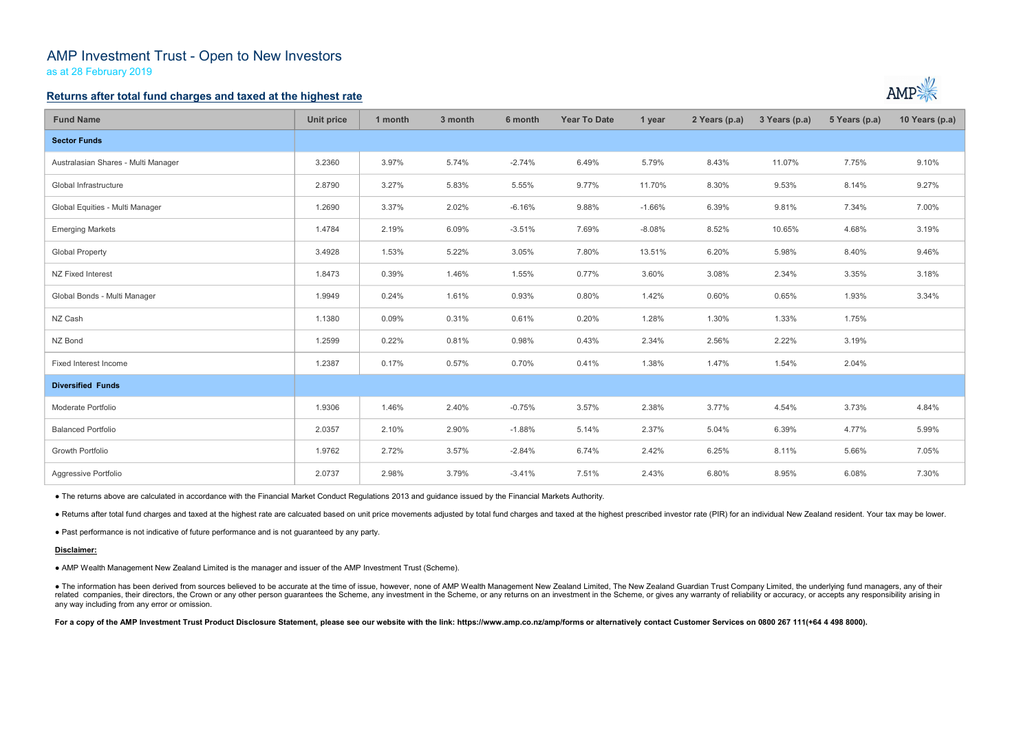# AMP Investment Trust - Open to New Investors

as at 28 February 2019

## Returns after total fund charges and taxed at the highest rate

| Fund Name | Unit price | 1 month | 3 month | 6 month | Year To Date | 1 year | 2 Years (p.a) | 3 Years (p.a) | 5 Years (p.a) | 10 Years (p.a) |
|---|---|---|---|---|---|---|---|---|---|---|
| **Sector Funds** | | | | | | | | | | |
| Australasian Shares - Multi Manager | 3.2360 | 3.97% | 5.74% | -2.74% | 6.49% | 5.79% | 8.43% | 11.07% | 7.75% | 9.10% |
| Global Infrastructure | 2.8790 | 3.27% | 5.83% | 5.55% | 9.77% | 11.70% | 8.30% | 9.53% | 8.14% | 9.27% |
| Global Equities - Multi Manager | 1.2690 | 3.37% | 2.02% | -6.16% | 9.88% | -1.66% | 6.39% | 9.81% | 7.34% | 7.00% |
| Emerging Markets | 1.4784 | 2.19% | 6.09% | -3.51% | 7.69% | -8.08% | 8.52% | 10.65% | 4.68% | 3.19% |
| Global Property | 3.4928 | 1.53% | 5.22% | 3.05% | 7.80% | 13.51% | 6.20% | 5.98% | 8.40% | 9.46% |
| NZ Fixed Interest | 1.8473 | 0.39% | 1.46% | 1.55% | 0.77% | 3.60% | 3.08% | 2.34% | 3.35% | 3.18% |
| Global Bonds - Multi Manager | 1.9949 | 0.24% | 1.61% | 0.93% | 0.80% | 1.42% | 0.60% | 0.65% | 1.93% | 3.34% |
| NZ Cash | 1.1380 | 0.09% | 0.31% | 0.61% | 0.20% | 1.28% | 1.30% | 1.33% | 1.75% | |
| NZ Bond | 1.2599 | 0.22% | 0.81% | 0.98% | 0.43% | 2.34% | 2.56% | 2.22% | 3.19% | |
| Fixed Interest Income | 1.2387 | 0.17% | 0.57% | 0.70% | 0.41% | 1.38% | 1.47% | 1.54% | 2.04% | |
| **Diversified Funds** | | | | | | | | | | |
| Moderate Portfolio | 1.9306 | 1.46% | 2.40% | -0.75% | 3.57% | 2.38% | 3.77% | 4.54% | 3.73% | 4.84% |
| Balanced Portfolio | 2.0357 | 2.10% | 2.90% | -1.88% | 5.14% | 2.37% | 5.04% | 6.39% | 4.77% | 5.99% |
| Growth Portfolio | 1.9762 | 2.72% | 3.57% | -2.84% | 6.74% | 2.42% | 6.25% | 8.11% | 5.66% | 7.05% |
| Aggressive Portfolio | 2.0737 | 2.98% | 3.79% | -3.41% | 7.51% | 2.43% | 6.80% | 8.95% | 6.08% | 7.30% |

- The returns above are calculated in accordance with the Financial Market Conduct Regulations 2013 and guidance issued by the Financial Markets Authority.
- Returns after total fund charges and taxed at the highest rate are calcuated based on unit price movements adjusted by total fund charges and taxed at the highest prescribed investor rate (PIR) for an individual New Zealand resident. Your tax may be lower.
- Past performance is not indicative of future performance and is not guaranteed by any party.

**Disclaimer:**

- AMP Wealth Management New Zealand Limited is the manager and issuer of the AMP Investment Trust (Scheme).
- The information has been derived from sources believed to be accurate at the time of issue, however, none of AMP Wealth Management New Zealand Limited, The New Zealand Guardian Trust Company Limited, the underlying fund managers, any of their related companies, their directors, the Crown or any other person guarantees the Scheme, any investment in the Scheme, or any returns on an investment in the Scheme, or gives any warranty of reliability or accuracy, or accepts any responsibility arising in any way including from any error or omission.

**For a copy of the AMP Investment Trust Product Disclosure Statement, please see our website with the link: https://www.amp.co.nz/amp/forms or alternatively contact Customer Services on 0800 267 111(+64 4 498 8000).**